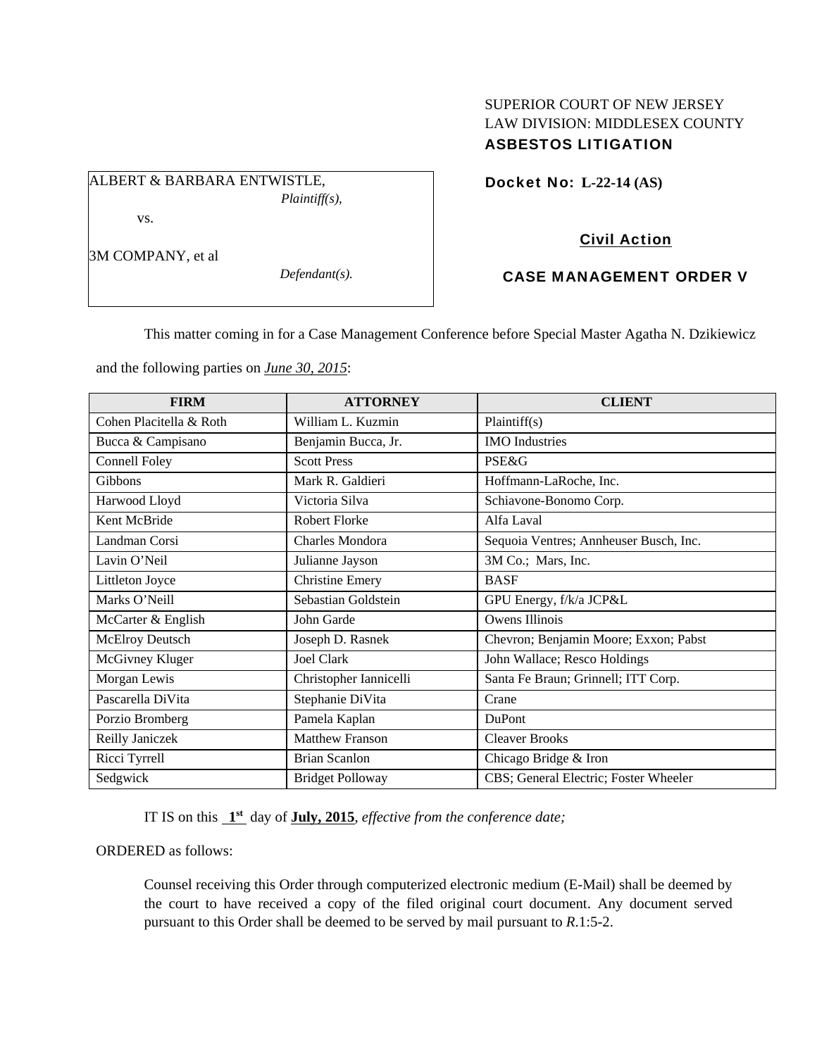SUPERIOR COURT OF NEW JERSEY
LAW DIVISION: MIDDLESEX COUNTY
**ASBESTOS LITIGATION**

ALBERT & BARBARA ENTWISTLE,
*Plaintiff(s),*

vs.

3M COMPANY, et al
*Defendant(s).*

**Docket No: L-22-14 (AS)**

**Civil Action**

**CASE MANAGEMENT ORDER V**

This matter coming in for a Case Management Conference before Special Master Agatha N. Dzikiewicz and the following parties on *June 30, 2015*:

| FIRM | ATTORNEY | CLIENT |
|---|---|---|
| Cohen Placitella & Roth | William L. Kuzmin | Plaintiff(s) |
| Bucca & Campisano | Benjamin Bucca, Jr. | IMO Industries |
| Connell Foley | Scott Press | PSE&G |
| Gibbons | Mark R. Galdieri | Hoffmann-LaRoche, Inc. |
| Harwood Lloyd | Victoria Silva | Schiavone-Bonomo Corp. |
| Kent McBride | Robert Florke | Alfa Laval |
| Landman Corsi | Charles Mondora | Sequoia Ventres; Annheuser Busch, Inc. |
| Lavin O'Neil | Julianne Jayson | 3M Co.; Mars, Inc. |
| Littleton Joyce | Christine Emery | BASF |
| Marks O'Neill | Sebastian Goldstein | GPU Energy, f/k/a JCP&L |
| McCarter & English | John Garde | Owens Illinois |
| McElroy Deutsch | Joseph D. Rasnek | Chevron; Benjamin Moore; Exxon; Pabst |
| McGivney Kluger | Joel Clark | John Wallace; Resco Holdings |
| Morgan Lewis | Christopher Iannicelli | Santa Fe Braun; Grinnell; ITT Corp. |
| Pascarella DiVita | Stephanie DiVita | Crane |
| Porzio Bromberg | Pamela Kaplan | DuPont |
| Reilly Janiczek | Matthew Franson | Cleaver Brooks |
| Ricci Tyrrell | Brian Scanlon | Chicago Bridge & Iron |
| Sedgwick | Bridget Polloway | CBS; General Electric; Foster Wheeler |

IT IS on this **1st** day of **July, 2015**, *effective from the conference date;*

ORDERED as follows:

Counsel receiving this Order through computerized electronic medium (E-Mail) shall be deemed by the court to have received a copy of the filed original court document. Any document served pursuant to this Order shall be deemed to be served by mail pursuant to *R*.1:5-2.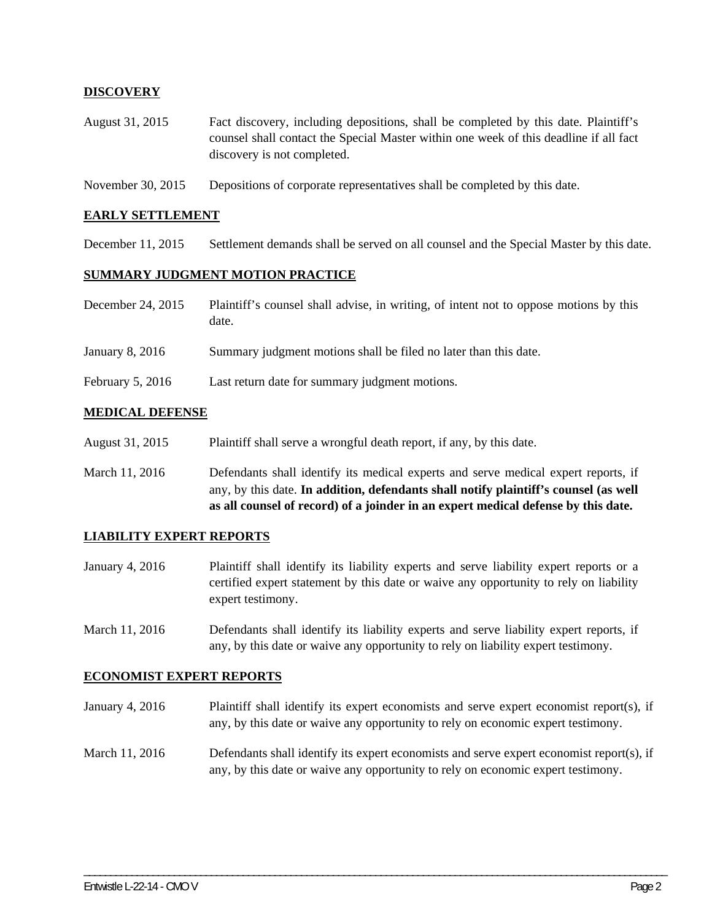## DISCOVERY

| | |
|---|---|
| August 31, 2015 | Fact discovery, including depositions, shall be completed by this date. Plaintiff's counsel shall contact the Special Master within one week of this deadline if all fact discovery is not completed. |
| November 30, 2015 | Depositions of corporate representatives shall be completed by this date. |

## EARLY SETTLEMENT

| | |
|---|---|
| December 11, 2015 | Settlement demands shall be served on all counsel and the Special Master by this date. |

## SUMMARY JUDGMENT MOTION PRACTICE

| | |
|---|---|
| December 24, 2015 | Plaintiff's counsel shall advise, in writing, of intent not to oppose motions by this date. |
| January 8, 2016 | Summary judgment motions shall be filed no later than this date. |
| February 5, 2016 | Last return date for summary judgment motions. |

## MEDICAL DEFENSE

| | |
|---|---|
| August 31, 2015 | Plaintiff shall serve a wrongful death report, if any, by this date. |
| March 11, 2016 | Defendants shall identify its medical experts and serve medical expert reports, if any, by this date. **In addition, defendants shall notify plaintiff's counsel (as well as all counsel of record) of a joinder in an expert medical defense by this date.** |

## LIABILITY EXPERT REPORTS

| | |
|---|---|
| January 4, 2016 | Plaintiff shall identify its liability experts and serve liability expert reports or a certified expert statement by this date or waive any opportunity to rely on liability expert testimony. |
| March 11, 2016 | Defendants shall identify its liability experts and serve liability expert reports, if any, by this date or waive any opportunity to rely on liability expert testimony. |

## ECONOMIST EXPERT REPORTS

| | |
|---|---|
| January 4, 2016 | Plaintiff shall identify its expert economists and serve expert economist report(s), if any, by this date or waive any opportunity to rely on economic expert testimony. |
| March 11, 2016 | Defendants shall identify its expert economists and serve expert economist report(s), if any, by this date or waive any opportunity to rely on economic expert testimony. |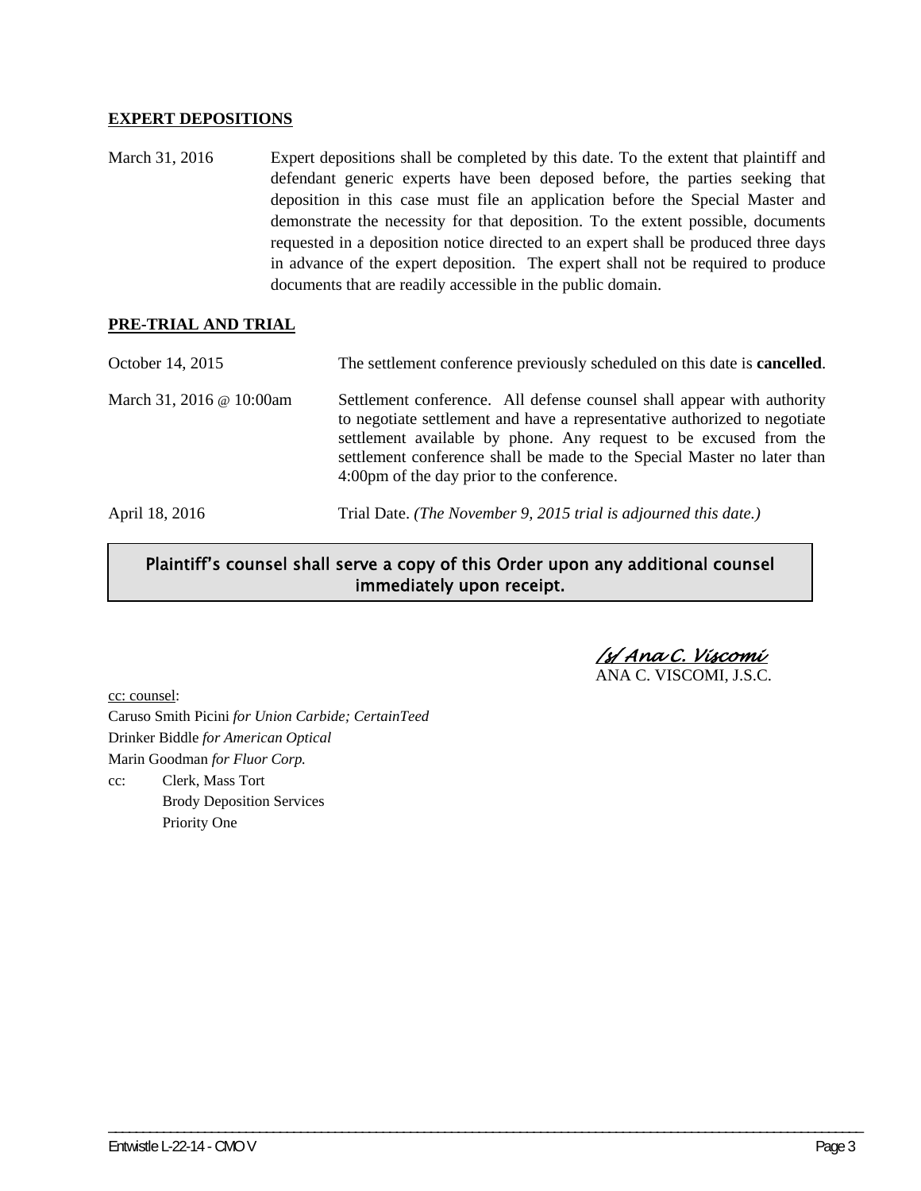**EXPERT DEPOSITIONS**

| | |
|---|---|
| March 31, 2016 | Expert depositions shall be completed by this date. To the extent that plaintiff and defendant generic experts have been deposed before, the parties seeking that deposition in this case must file an application before the Special Master and demonstrate the necessity for that deposition. To the extent possible, documents requested in a deposition notice directed to an expert shall be produced three days in advance of the expert deposition. The expert shall not be required to produce documents that are readily accessible in the public domain. |

**PRE-TRIAL AND TRIAL**

| | |
|---|---|
| October 14, 2015 | The settlement conference previously scheduled on this date is **cancelled**. |
| March 31, 2016 @ 10:00am | Settlement conference. All defense counsel shall appear with authority to negotiate settlement and have a representative authorized to negotiate settlement available by phone. Any request to be excused from the settlement conference shall be made to the Special Master no later than 4:00pm of the day prior to the conference. |
| April 18, 2016 | Trial Date. *(The November 9, 2015 trial is adjourned this date.)* |

**Plaintiff's counsel shall serve a copy of this Order upon any additional counsel immediately upon receipt.**

*/s/ Ana C. Viscomi*
ANA C. VISCOMI, J.S.C.

cc: counsel:
Caruso Smith Picini *for Union Carbide; CertainTeed*
Drinker Biddle *for American Optical*
Marin Goodman *for Fluor Corp.*

cc: Clerk, Mass Tort
Brody Deposition Services
Priority One